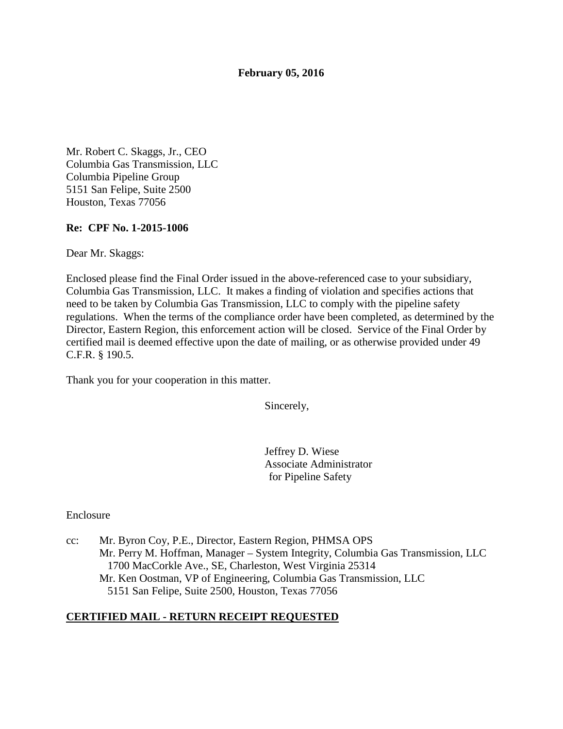**February 05, 2016**

Mr. Robert C. Skaggs, Jr., CEO
Columbia Gas Transmission, LLC
Columbia Pipeline Group
5151 San Felipe, Suite 2500
Houston, Texas 77056

**Re: CPF No. 1-2015-1006**

Dear Mr. Skaggs:

Enclosed please find the Final Order issued in the above-referenced case to your subsidiary, Columbia Gas Transmission, LLC. It makes a finding of violation and specifies actions that need to be taken by Columbia Gas Transmission, LLC to comply with the pipeline safety regulations. When the terms of the compliance order have been completed, as determined by the Director, Eastern Region, this enforcement action will be closed. Service of the Final Order by certified mail is deemed effective upon the date of mailing, or as otherwise provided under 49 C.F.R. § 190.5.

Thank you for your cooperation in this matter.

Sincerely,

Jeffrey D. Wiese
Associate Administrator
for Pipeline Safety

Enclosure

cc: Mr. Byron Coy, P.E., Director, Eastern Region, PHMSA OPS
Mr. Perry M. Hoffman, Manager – System Integrity, Columbia Gas Transmission, LLC
1700 MacCorkle Ave., SE, Charleston, West Virginia 25314
Mr. Ken Oostman, VP of Engineering, Columbia Gas Transmission, LLC
5151 San Felipe, Suite 2500, Houston, Texas 77056

**CERTIFIED MAIL - RETURN RECEIPT REQUESTED**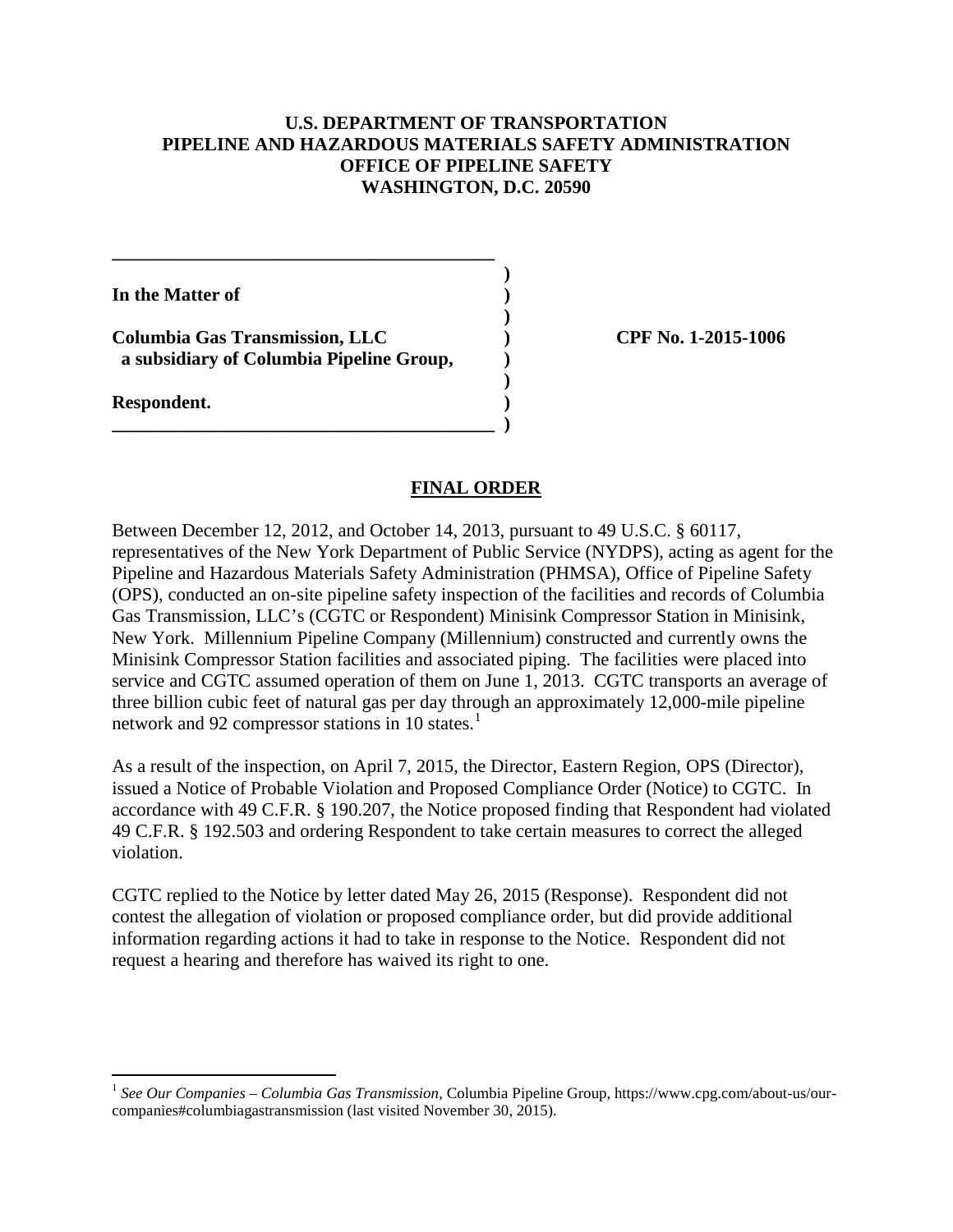**U.S. DEPARTMENT OF TRANSPORTATION**
**PIPELINE AND HAZARDOUS MATERIALS SAFETY ADMINISTRATION**
**OFFICE OF PIPELINE SAFETY**
**WASHINGTON, D.C. 20590**

| | | |
|---|---|---|
| **In the Matter of** | ) | |
| **Columbia Gas Transmission, LLC** | ) | **CPF No. 1-2015-1006** |
| **a subsidiary of Columbia Pipeline Group,** | ) | |
| **Respondent.** | ) | |

## FINAL ORDER

Between December 12, 2012, and October 14, 2013, pursuant to 49 U.S.C. § 60117, representatives of the New York Department of Public Service (NYDPS), acting as agent for the Pipeline and Hazardous Materials Safety Administration (PHMSA), Office of Pipeline Safety (OPS), conducted an on-site pipeline safety inspection of the facilities and records of Columbia Gas Transmission, LLC's (CGTC or Respondent) Minisink Compressor Station in Minisink, New York. Millennium Pipeline Company (Millennium) constructed and currently owns the Minisink Compressor Station facilities and associated piping. The facilities were placed into service and CGTC assumed operation of them on June 1, 2013. CGTC transports an average of three billion cubic feet of natural gas per day through an approximately 12,000-mile pipeline network and 92 compressor stations in 10 states.[1]

As a result of the inspection, on April 7, 2015, the Director, Eastern Region, OPS (Director), issued a Notice of Probable Violation and Proposed Compliance Order (Notice) to CGTC. In accordance with 49 C.F.R. § 190.207, the Notice proposed finding that Respondent had violated 49 C.F.R. § 192.503 and ordering Respondent to take certain measures to correct the alleged violation.

CGTC replied to the Notice by letter dated May 26, 2015 (Response). Respondent did not contest the allegation of violation or proposed compliance order, but did provide additional information regarding actions it had to take in response to the Notice. Respondent did not request a hearing and therefore has waived its right to one.

[1] *See Our Companies – Columbia Gas Transmission*, Columbia Pipeline Group, https://www.cpg.com/about-us/our-companies#columbiagastransmission (last visited November 30, 2015).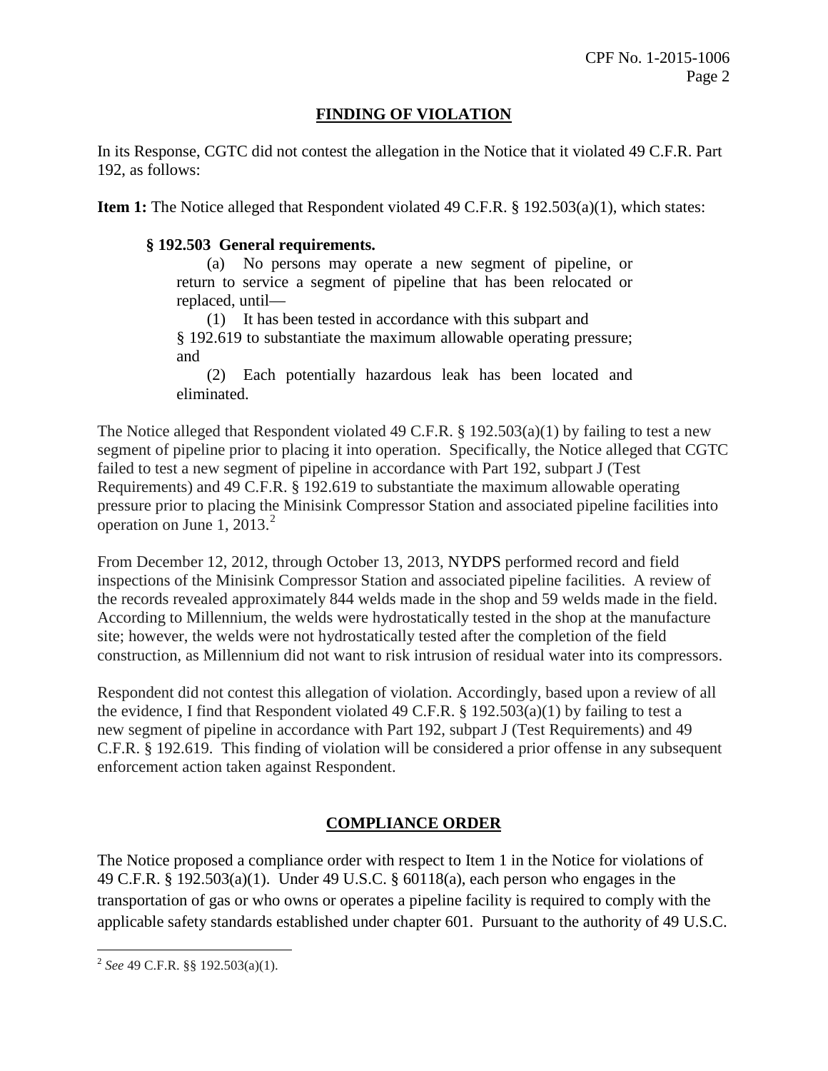## FINDING OF VIOLATION

In its Response, CGTC did not contest the allegation in the Notice that it violated 49 C.F.R. Part 192, as follows:

**Item 1:** The Notice alleged that Respondent violated 49 C.F.R. § 192.503(a)(1), which states:

> **§ 192.503 General requirements.**
>
> (a) No persons may operate a new segment of pipeline, or return to service a segment of pipeline that has been relocated or replaced, until—
>
> (1) It has been tested in accordance with this subpart and § 192.619 to substantiate the maximum allowable operating pressure; and
>
> (2) Each potentially hazardous leak has been located and eliminated.

The Notice alleged that Respondent violated 49 C.F.R. § 192.503(a)(1) by failing to test a new segment of pipeline prior to placing it into operation. Specifically, the Notice alleged that CGTC failed to test a new segment of pipeline in accordance with Part 192, subpart J (Test Requirements) and 49 C.F.R. § 192.619 to substantiate the maximum allowable operating pressure prior to placing the Minisink Compressor Station and associated pipeline facilities into operation on June 1, 2013.[2]

From December 12, 2012, through October 13, 2013, NYDPS performed record and field inspections of the Minisink Compressor Station and associated pipeline facilities. A review of the records revealed approximately 844 welds made in the shop and 59 welds made in the field. According to Millennium, the welds were hydrostatically tested in the shop at the manufacture site; however, the welds were not hydrostatically tested after the completion of the field construction, as Millennium did not want to risk intrusion of residual water into its compressors.

Respondent did not contest this allegation of violation. Accordingly, based upon a review of all the evidence, I find that Respondent violated 49 C.F.R. § 192.503(a)(1) by failing to test a new segment of pipeline in accordance with Part 192, subpart J (Test Requirements) and 49 C.F.R. § 192.619. This finding of violation will be considered a prior offense in any subsequent enforcement action taken against Respondent.

## COMPLIANCE ORDER

The Notice proposed a compliance order with respect to Item 1 in the Notice for violations of 49 C.F.R. § 192.503(a)(1). Under 49 U.S.C. § 60118(a), each person who engages in the transportation of gas or who owns or operates a pipeline facility is required to comply with the applicable safety standards established under chapter 601. Pursuant to the authority of 49 U.S.C.

---

[2] *See* 49 C.F.R. §§ 192.503(a)(1).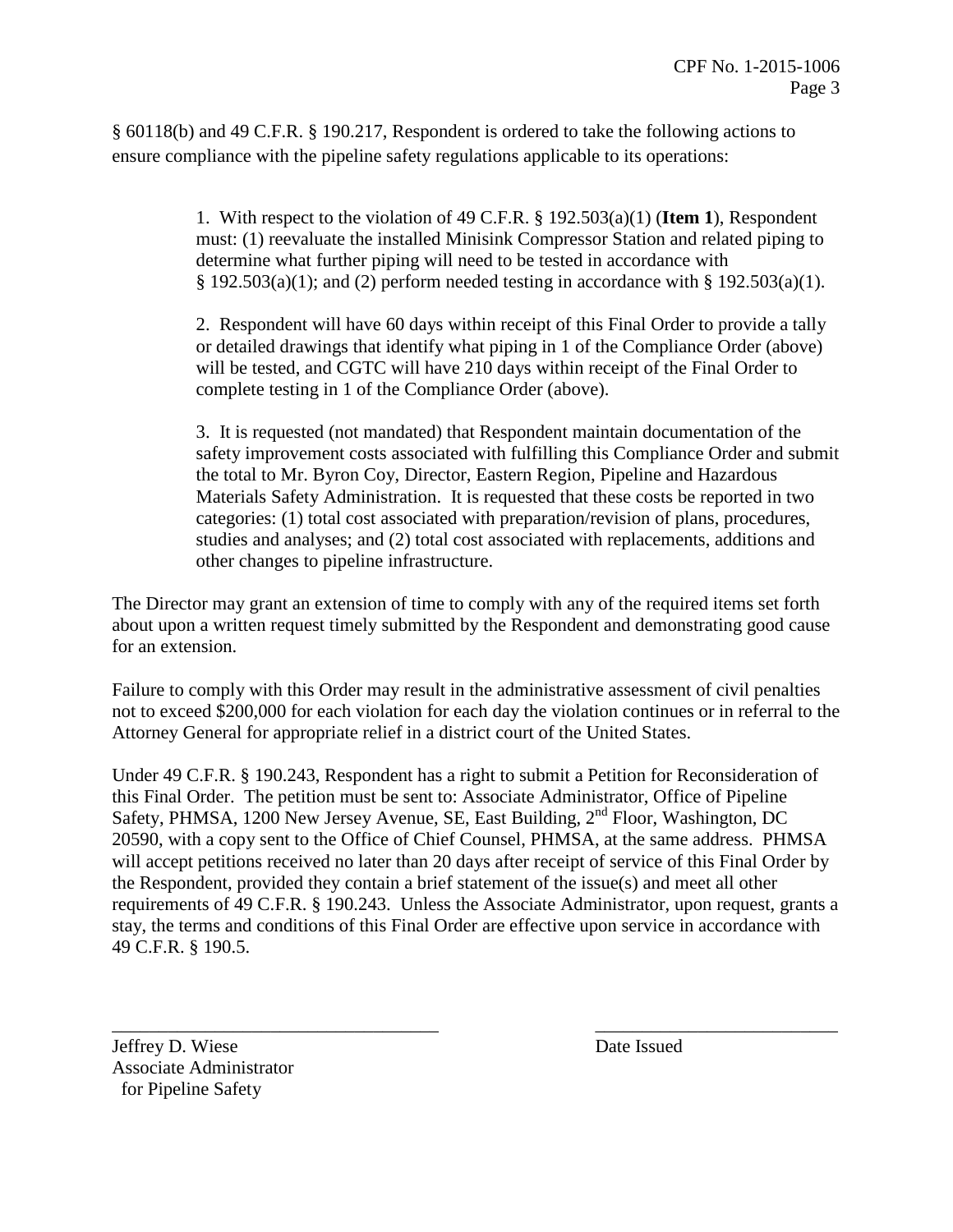§ 60118(b) and 49 C.F.R. § 190.217, Respondent is ordered to take the following actions to ensure compliance with the pipeline safety regulations applicable to its operations:

> 1. With respect to the violation of 49 C.F.R. § 192.503(a)(1) (**Item 1**), Respondent must: (1) reevaluate the installed Minisink Compressor Station and related piping to determine what further piping will need to be tested in accordance with § 192.503(a)(1); and (2) perform needed testing in accordance with § 192.503(a)(1).
>
> 2. Respondent will have 60 days within receipt of this Final Order to provide a tally or detailed drawings that identify what piping in 1 of the Compliance Order (above) will be tested, and CGTC will have 210 days within receipt of the Final Order to complete testing in 1 of the Compliance Order (above).
>
> 3. It is requested (not mandated) that Respondent maintain documentation of the safety improvement costs associated with fulfilling this Compliance Order and submit the total to Mr. Byron Coy, Director, Eastern Region, Pipeline and Hazardous Materials Safety Administration. It is requested that these costs be reported in two categories: (1) total cost associated with preparation/revision of plans, procedures, studies and analyses; and (2) total cost associated with replacements, additions and other changes to pipeline infrastructure.

The Director may grant an extension of time to comply with any of the required items set forth about upon a written request timely submitted by the Respondent and demonstrating good cause for an extension.

Failure to comply with this Order may result in the administrative assessment of civil penalties not to exceed $200,000 for each violation for each day the violation continues or in referral to the Attorney General for appropriate relief in a district court of the United States.

Under 49 C.F.R. § 190.243, Respondent has a right to submit a Petition for Reconsideration of this Final Order. The petition must be sent to: Associate Administrator, Office of Pipeline Safety, PHMSA, 1200 New Jersey Avenue, SE, East Building, 2nd Floor, Washington, DC 20590, with a copy sent to the Office of Chief Counsel, PHMSA, at the same address. PHMSA will accept petitions received no later than 20 days after receipt of service of this Final Order by the Respondent, provided they contain a brief statement of the issue(s) and meet all other requirements of 49 C.F.R. § 190.243. Unless the Associate Administrator, upon request, grants a stay, the terms and conditions of this Final Order are effective upon service in accordance with 49 C.F.R. § 190.5.

\_\_\_\_\_\_\_\_\_\_\_\_\_\_\_\_\_\_\_\_\_\_\_\_\_\_\_\_\_\_\_\_\_\_\_ \_\_\_\_\_\_\_\_\_\_\_\_\_\_\_\_\_\_\_\_\_\_\_\_\_\_

Jeffrey D. Wiese
Associate Administrator
for Pipeline Safety

Date Issued